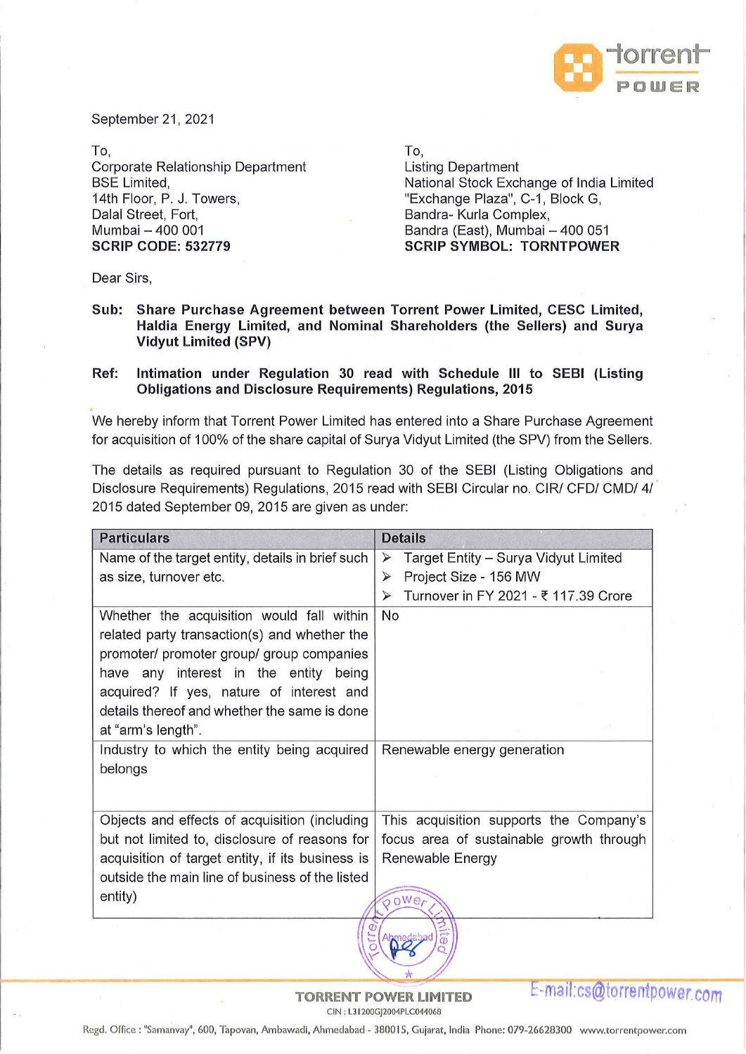September 21, 2021

To,
Corporate Relationship Department
BSE Limited,
14th Floor, P. J. Towers,
Dalal Street, Fort,
Mumbai – 400 001
**SCRIP CODE: 532779**

To,
Listing Department
National Stock Exchange of India Limited
"Exchange Plaza", C-1, Block G,
Bandra- Kurla Complex,
Bandra (East), Mumbai – 400 051
**SCRIP SYMBOL: TORNTPOWER**

Dear Sirs,

**Sub: Share Purchase Agreement between Torrent Power Limited, CESC Limited, Haldia Energy Limited, and Nominal Shareholders (the Sellers) and Surya Vidyut Limited (SPV)**

**Ref: Intimation under Regulation 30 read with Schedule III to SEBI (Listing Obligations and Disclosure Requirements) Regulations, 2015**

We hereby inform that Torrent Power Limited has entered into a Share Purchase Agreement for acquisition of 100% of the share capital of Surya Vidyut Limited (the SPV) from the Sellers.

The details as required pursuant to Regulation 30 of the SEBI (Listing Obligations and Disclosure Requirements) Regulations, 2015 read with SEBI Circular no. CIR/ CFD/ CMD/ 4/ 2015 dated September 09, 2015 are given as under:

| Particulars | Details |
|---|---|
| Name of the target entity, details in brief such as size, turnover etc. | ➢ Target Entity – Surya Vidyut Limited<br>➢ Project Size - 156 MW<br>➢ Turnover in FY 2021 - ₹ 117.39 Crore |
| Whether the acquisition would fall within related party transaction(s) and whether the promoter/ promoter group/ group companies have any interest in the entity being acquired? If yes, nature of interest and details thereof and whether the same is done at "arm's length". | No |
| Industry to which the entity being acquired belongs | Renewable energy generation |
| Objects and effects of acquisition (including but not limited to, disclosure of reasons for acquisition of target entity, if its business is outside the main line of business of the listed entity) | This acquisition supports the Company's focus area of sustainable growth through Renewable Energy |

**TORRENT POWER LIMITED**
CIN : L31200GJ2004PLC044068

E-mail:cs@torrentpower.com

Regd. Office : "Samanvay", 600, Tapovan, Ambawadi, Ahmedabad - 380015, Gujarat, India Phone: 079-26628300 www.torrentpower.com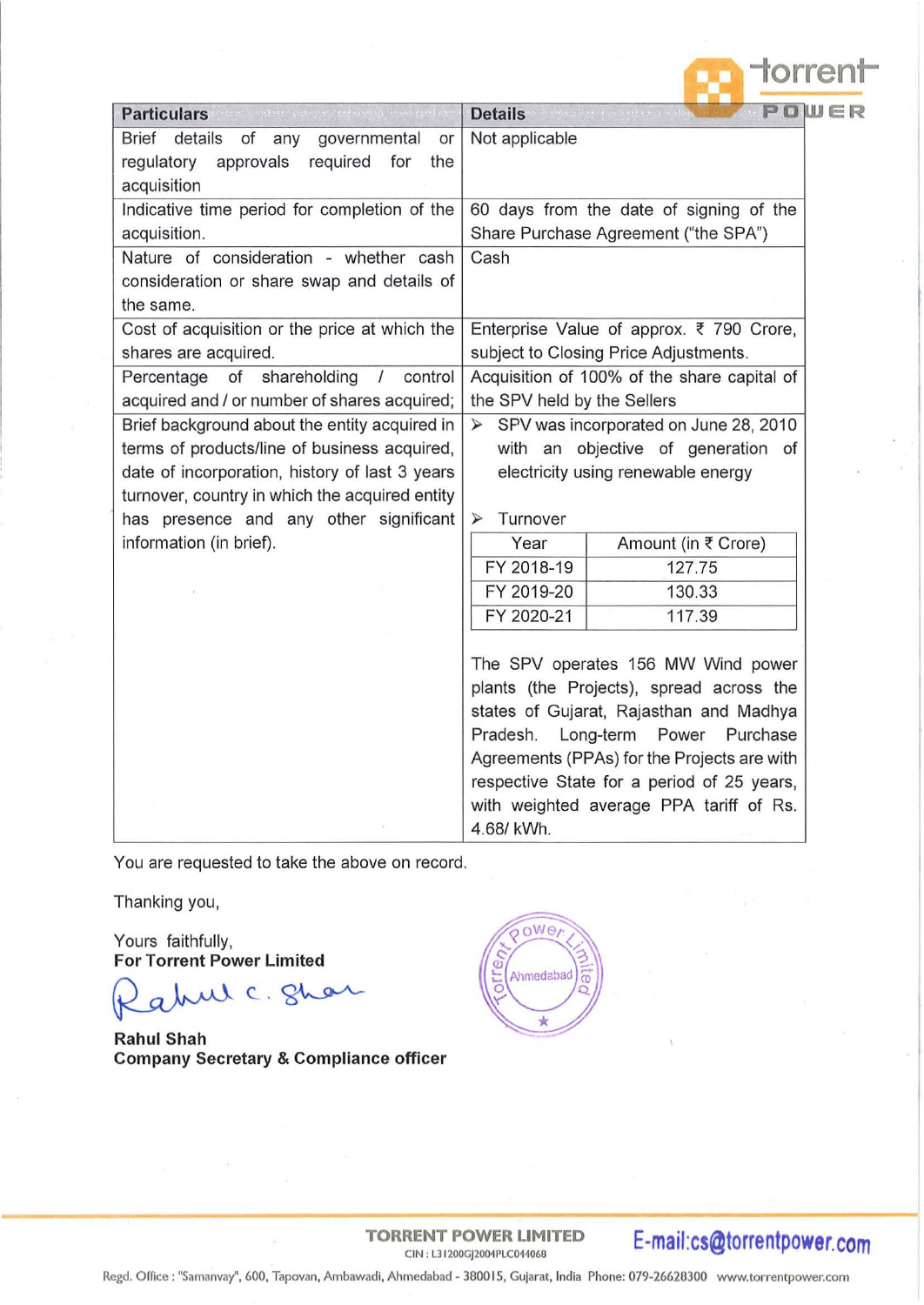| Particulars | Details |
|---|---|
| Brief details of any governmental or regulatory approvals required for the acquisition | Not applicable |
| Indicative time period for completion of the acquisition. | 60 days from the date of signing of the Share Purchase Agreement ("the SPA") |
| Nature of consideration - whether cash consideration or share swap and details of the same. | Cash |
| Cost of acquisition or the price at which the shares are acquired. | Enterprise Value of approx. ₹ 790 Crore, subject to Closing Price Adjustments. |
| Percentage of shareholding / control acquired and / or number of shares acquired; | Acquisition of 100% of the share capital of the SPV held by the Sellers |
| Brief background about the entity acquired in terms of products/line of business acquired, date of incorporation, history of last 3 years turnover, country in which the acquired entity has presence and any other significant information (in brief). | ➢ SPV was incorporated on June 28, 2010 with an objective of generation of electricity using renewable energy<br><br>➢ Turnover<br><br>Year: FY 2018-19 – Amount (in ₹ Crore): 127.75<br>Year: FY 2019-20 – Amount (in ₹ Crore): 130.33<br>Year: FY 2020-21 – Amount (in ₹ Crore): 117.39<br><br>The SPV operates 156 MW Wind power plants (the Projects), spread across the states of Gujarat, Rajasthan and Madhya Pradesh. Long-term Power Purchase Agreements (PPAs) for the Projects are with respective State for a period of 25 years, with weighted average PPA tariff of Rs. 4.68/ kWh. |

You are requested to take the above on record.

Thanking you,

Yours faithfully,
**For Torrent Power Limited**

**Rahul Shah**
**Company Secretary & Compliance officer**